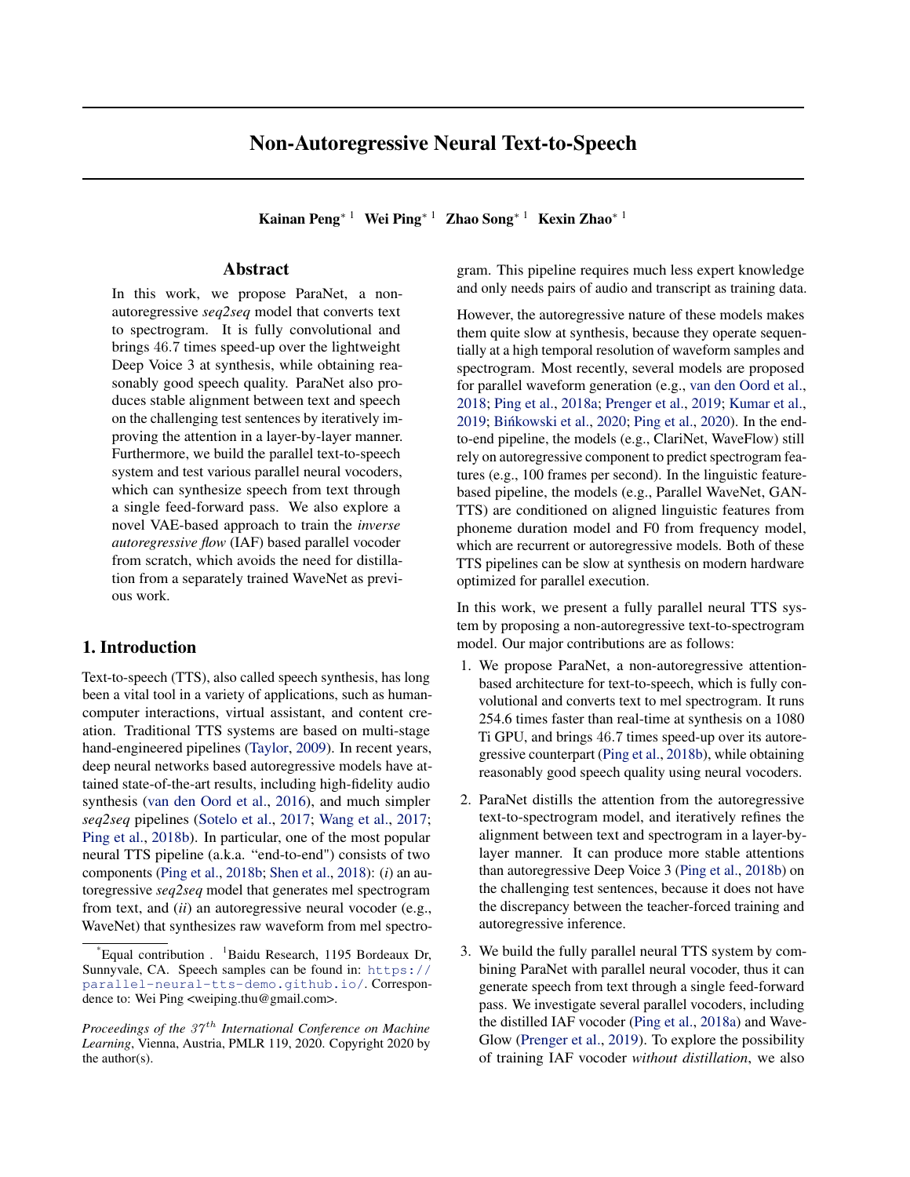# Non-Autoregressive Neural Text-to-Speech

**Kainan Peng**[*1] **Wei Ping**[*1] **Zhao Song**[*1] **Kexin Zhao**[*1]

## Abstract

In this work, we propose ParaNet, a non-autoregressive *seq2seq* model that converts text to spectrogram. It is fully convolutional and brings 46.7 times speed-up over the lightweight Deep Voice 3 at synthesis, while obtaining reasonably good speech quality. ParaNet also produces stable alignment between text and speech on the challenging test sentences by iteratively improving the attention in a layer-by-layer manner. Furthermore, we build the parallel text-to-speech system and test various parallel neural vocoders, which can synthesize speech from text through a single feed-forward pass. We also explore a novel VAE-based approach to train the *inverse autoregressive flow* (IAF) based parallel vocoder from scratch, which avoids the need for distillation from a separately trained WaveNet as previous work.

## 1. Introduction

Text-to-speech (TTS), also called speech synthesis, has long been a vital tool in a variety of applications, such as human-computer interactions, virtual assistant, and content creation. Traditional TTS systems are based on multi-stage hand-engineered pipelines (Taylor, 2009). In recent years, deep neural networks based autoregressive models have attained state-of-the-art results, including high-fidelity audio synthesis (van den Oord et al., 2016), and much simpler *seq2seq* pipelines (Sotelo et al., 2017; Wang et al., 2017; Ping et al., 2018b). In particular, one of the most popular neural TTS pipeline (a.k.a. "end-to-end") consists of two components (Ping et al., 2018b; Shen et al., 2018): (*i*) an autoregressive *seq2seq* model that generates mel spectrogram from text, and (*ii*) an autoregressive neural vocoder (e.g., WaveNet) that synthesizes raw waveform from mel spectrogram. This pipeline requires much less expert knowledge and only needs pairs of audio and transcript as training data.

However, the autoregressive nature of these models makes them quite slow at synthesis, because they operate sequentially at a high temporal resolution of waveform samples and spectrogram. Most recently, several models are proposed for parallel waveform generation (e.g., van den Oord et al., 2018; Ping et al., 2018a; Prenger et al., 2019; Kumar et al., 2019; Bińkowski et al., 2020; Ping et al., 2020). In the end-to-end pipeline, the models (e.g., ClariNet, WaveFlow) still rely on autoregressive component to predict spectrogram features (e.g., 100 frames per second). In the linguistic feature-based pipeline, the models (e.g., Parallel WaveNet, GAN-TTS) are conditioned on aligned linguistic features from phoneme duration model and F0 from frequency model, which are recurrent or autoregressive models. Both of these TTS pipelines can be slow at synthesis on modern hardware optimized for parallel execution.

In this work, we present a fully parallel neural TTS system by proposing a non-autoregressive text-to-spectrogram model. Our major contributions are as follows:

1. We propose ParaNet, a non-autoregressive attention-based architecture for text-to-speech, which is fully convolutional and converts text to mel spectrogram. It runs 254.6 times faster than real-time at synthesis on a 1080 Ti GPU, and brings 46.7 times speed-up over its autoregressive counterpart (Ping et al., 2018b), while obtaining reasonably good speech quality using neural vocoders.
2. ParaNet distills the attention from the autoregressive text-to-spectrogram model, and iteratively refines the alignment between text and spectrogram in a layer-by-layer manner. It can produce more stable attentions than autoregressive Deep Voice 3 (Ping et al., 2018b) on the challenging test sentences, because it does not have the discrepancy between the teacher-forced training and autoregressive inference.
3. We build the fully parallel neural TTS system by combining ParaNet with parallel neural vocoder, thus it can generate speech from text through a single feed-forward pass. We investigate several parallel vocoders, including the distilled IAF vocoder (Ping et al., 2018a) and WaveGlow (Prenger et al., 2019). To explore the possibility of training IAF vocoder *without distillation*, we also

[*]Equal contribution . [1]Baidu Research, 1195 Bordeaux Dr, Sunnyvale, CA. Speech samples can be found in: https://parallel-neural-tts-demo.github.io/. Correspondence to: Wei Ping <weiping.thu@gmail.com>.

*Proceedings of the $37^{th}$ International Conference on Machine Learning*, Vienna, Austria, PMLR 119, 2020. Copyright 2020 by the author(s).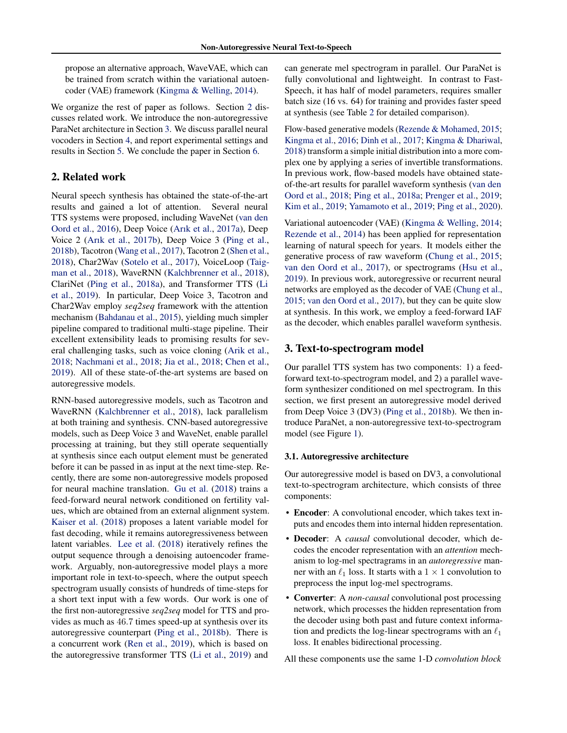propose an alternative approach, WaveVAE, which can be trained from scratch within the variational autoencoder (VAE) framework (Kingma & Welling, 2014).

We organize the rest of paper as follows. Section 2 discusses related work. We introduce the non-autoregressive ParaNet architecture in Section 3. We discuss parallel neural vocoders in Section 4, and report experimental settings and results in Section 5. We conclude the paper in Section 6.

## 2. Related work

Neural speech synthesis has obtained the state-of-the-art results and gained a lot of attention. Several neural TTS systems were proposed, including WaveNet (van den Oord et al., 2016), Deep Voice (Arık et al., 2017a), Deep Voice 2 (Arık et al., 2017b), Deep Voice 3 (Ping et al., 2018b), Tacotron (Wang et al., 2017), Tacotron 2 (Shen et al., 2018), Char2Wav (Sotelo et al., 2017), VoiceLoop (Taigman et al., 2018), WaveRNN (Kalchbrenner et al., 2018), ClariNet (Ping et al., 2018a), and Transformer TTS (Li et al., 2019). In particular, Deep Voice 3, Tacotron and Char2Wav employ *seq2seq* framework with the attention mechanism (Bahdanau et al., 2015), yielding much simpler pipeline compared to traditional multi-stage pipeline. Their excellent extensibility leads to promising results for several challenging tasks, such as voice cloning (Arik et al., 2018; Nachmani et al., 2018; Jia et al., 2018; Chen et al., 2019). All of these state-of-the-art systems are based on autoregressive models.

RNN-based autoregressive models, such as Tacotron and WaveRNN (Kalchbrenner et al., 2018), lack parallelism at both training and synthesis. CNN-based autoregressive models, such as Deep Voice 3 and WaveNet, enable parallel processing at training, but they still operate sequentially at synthesis since each output element must be generated before it can be passed in as input at the next time-step. Recently, there are some non-autoregressive models proposed for neural machine translation. Gu et al. (2018) trains a feed-forward neural network conditioned on fertility values, which are obtained from an external alignment system. Kaiser et al. (2018) proposes a latent variable model for fast decoding, while it remains autoregressiveness between latent variables. Lee et al. (2018) iteratively refines the output sequence through a denoising autoencoder framework. Arguably, non-autoregressive model plays a more important role in text-to-speech, where the output speech spectrogram usually consists of hundreds of time-steps for a short text input with a few words. Our work is one of the first non-autoregressive *seq2seq* model for TTS and provides as much as 46.7 times speed-up at synthesis over its autoregressive counterpart (Ping et al., 2018b). There is a concurrent work (Ren et al., 2019), which is based on the autoregressive transformer TTS (Li et al., 2019) and can generate mel spectrogram in parallel. Our ParaNet is fully convolutional and lightweight. In contrast to FastSpeech, it has half of model parameters, requires smaller batch size (16 vs. 64) for training and provides faster speed at synthesis (see Table 2 for detailed comparison).

Flow-based generative models (Rezende & Mohamed, 2015; Kingma et al., 2016; Dinh et al., 2017; Kingma & Dhariwal, 2018) transform a simple initial distribution into a more complex one by applying a series of invertible transformations. In previous work, flow-based models have obtained state-of-the-art results for parallel waveform synthesis (van den Oord et al., 2018; Ping et al., 2018a; Prenger et al., 2019; Kim et al., 2019; Yamamoto et al., 2019; Ping et al., 2020).

Variational autoencoder (VAE) (Kingma & Welling, 2014; Rezende et al., 2014) has been applied for representation learning of natural speech for years. It models either the generative process of raw waveform (Chung et al., 2015; van den Oord et al., 2017), or spectrograms (Hsu et al., 2019). In previous work, autoregressive or recurrent neural networks are employed as the decoder of VAE (Chung et al., 2015; van den Oord et al., 2017), but they can be quite slow at synthesis. In this work, we employ a feed-forward IAF as the decoder, which enables parallel waveform synthesis.

## 3. Text-to-spectrogram model

Our parallel TTS system has two components: 1) a feed-forward text-to-spectrogram model, and 2) a parallel waveform synthesizer conditioned on mel spectrogram. In this section, we first present an autoregressive model derived from Deep Voice 3 (DV3) (Ping et al., 2018b). We then introduce ParaNet, a non-autoregressive text-to-spectrogram model (see Figure 1).

### 3.1. Autoregressive architecture

Our autoregressive model is based on DV3, a convolutional text-to-spectrogram architecture, which consists of three components:

- **Encoder**: A convolutional encoder, which takes text inputs and encodes them into internal hidden representation.
- **Decoder**: A *causal* convolutional decoder, which decodes the encoder representation with an *attention* mechanism to log-mel spectragrams in an *autoregressive* manner with an $\ell_1$ loss. It starts with a $1 \times 1$ convolution to preprocess the input log-mel spectrograms.
- **Converter**: A *non-causal* convolutional post processing network, which processes the hidden representation from the decoder using both past and future context information and predicts the log-linear spectrograms with an $\ell_1$ loss. It enables bidirectional processing.

All these components use the same 1-D *convolution block*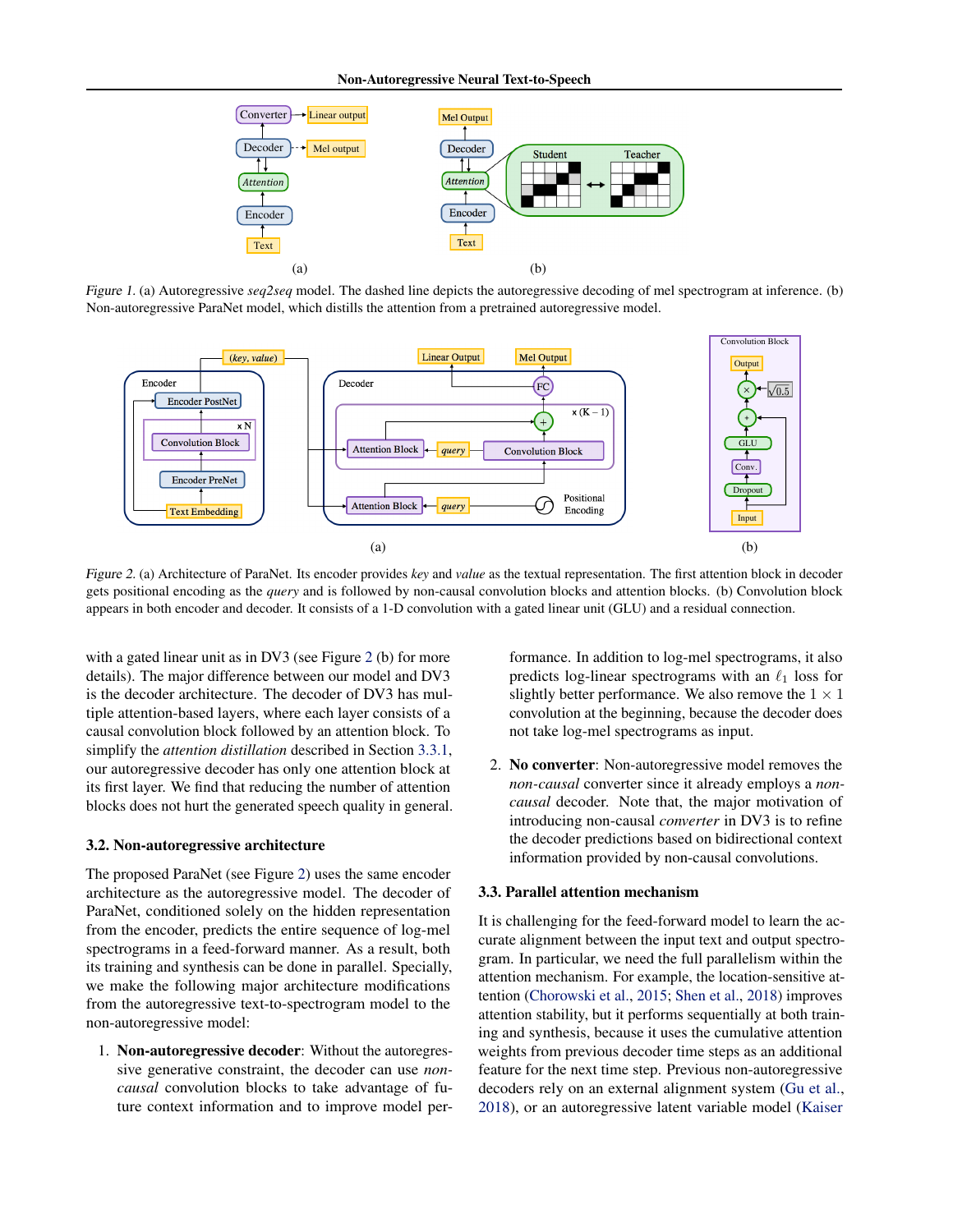Figure 1. (a) Autoregressive *seq2seq* model. The dashed line depicts the autoregressive decoding of mel spectrogram at inference. (b) Non-autoregressive ParaNet model, which distills the attention from a pretrained autoregressive model.

Figure 2. (a) Architecture of ParaNet. Its encoder provides *key* and *value* as the textual representation. The first attention block in decoder gets positional encoding as the *query* and is followed by non-causal convolution blocks and attention blocks. (b) Convolution block appears in both encoder and decoder. It consists of a 1-D convolution with a gated linear unit (GLU) and a residual connection.

with a gated linear unit as in DV3 (see Figure 2 (b) for more details). The major difference between our model and DV3 is the decoder architecture. The decoder of DV3 has multiple attention-based layers, where each layer consists of a causal convolution block followed by an attention block. To simplify the *attention distillation* described in Section 3.3.1, our autoregressive decoder has only one attention block at its first layer. We find that reducing the number of attention blocks does not hurt the generated speech quality in general.

### 3.2. Non-autoregressive architecture

The proposed ParaNet (see Figure 2) uses the same encoder architecture as the autoregressive model. The decoder of ParaNet, conditioned solely on the hidden representation from the encoder, predicts the entire sequence of log-mel spectrograms in a feed-forward manner. As a result, both its training and synthesis can be done in parallel. Specially, we make the following major architecture modifications from the autoregressive text-to-spectrogram model to the non-autoregressive model:

1. **Non-autoregressive decoder**: Without the autoregressive generative constraint, the decoder can use *non-causal* convolution blocks to take advantage of future context information and to improve model performance. In addition to log-mel spectrograms, it also predicts log-linear spectrograms with an $\ell_1$ loss for slightly better performance. We also remove the $1 \times 1$ convolution at the beginning, because the decoder does not take log-mel spectrograms as input.

2. **No converter**: Non-autoregressive model removes the *non-causal* converter since it already employs a *non-causal* decoder. Note that, the major motivation of introducing non-causal *converter* in DV3 is to refine the decoder predictions based on bidirectional context information provided by non-causal convolutions.

### 3.3. Parallel attention mechanism

It is challenging for the feed-forward model to learn the accurate alignment between the input text and output spectrogram. In particular, we need the full parallelism within the attention mechanism. For example, the location-sensitive attention (Chorowski et al., 2015; Shen et al., 2018) improves attention stability, but it performs sequentially at both training and synthesis, because it uses the cumulative attention weights from previous decoder time steps as an additional feature for the next time step. Previous non-autoregressive decoders rely on an external alignment system (Gu et al., 2018), or an autoregressive latent variable model (Kaiser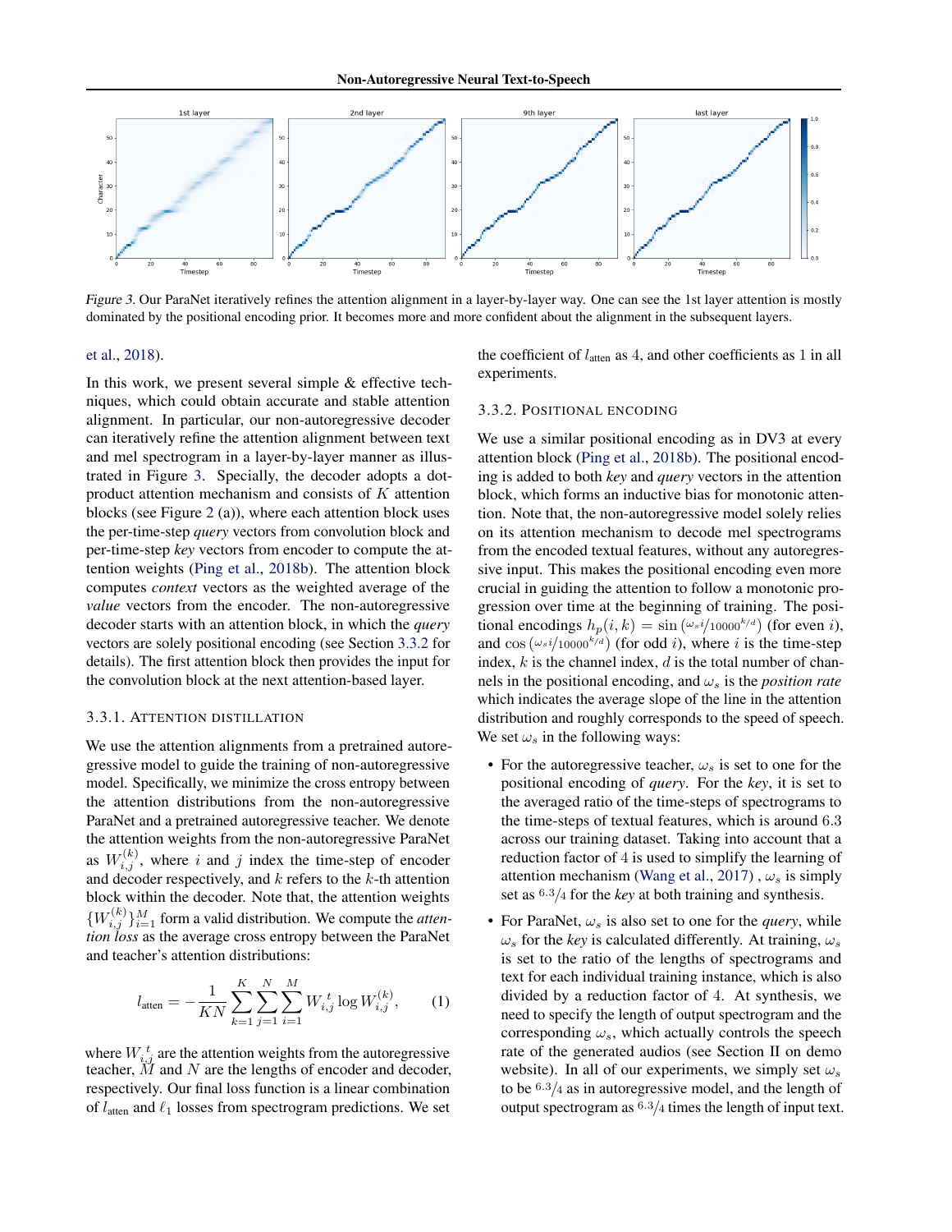Figure 3. Our ParaNet iteratively refines the attention alignment in a layer-by-layer way. One can see the 1st layer attention is mostly dominated by the positional encoding prior. It becomes more and more confident about the alignment in the subsequent layers.

et al., 2018).

In this work, we present several simple & effective techniques, which could obtain accurate and stable attention alignment. In particular, our non-autoregressive decoder can iteratively refine the attention alignment between text and mel spectrogram in a layer-by-layer manner as illustrated in Figure 3. Specially, the decoder adopts a dot-product attention mechanism and consists of $K$ attention blocks (see Figure 2 (a)), where each attention block uses the per-time-step *query* vectors from convolution block and per-time-step *key* vectors from encoder to compute the attention weights (Ping et al., 2018b). The attention block computes *context* vectors as the weighted average of the *value* vectors from the encoder. The non-autoregressive decoder starts with an attention block, in which the *query* vectors are solely positional encoding (see Section 3.3.2 for details). The first attention block then provides the input for the convolution block at the next attention-based layer.

### 3.3.1. Attention Distillation

We use the attention alignments from a pretrained autoregressive model to guide the training of non-autoregressive model. Specifically, we minimize the cross entropy between the attention distributions from the non-autoregressive ParaNet and a pretrained autoregressive teacher. We denote the attention weights from the non-autoregressive ParaNet as $W_{i,j}^{(k)}$, where $i$ and $j$ index the time-step of encoder and decoder respectively, and $k$ refers to the $k$-th attention block within the decoder. Note that, the attention weights $\{W_{i,j}^{(k)}\}_{i=1}^{M}$ form a valid distribution. We compute the *attention loss* as the average cross entropy between the ParaNet and teacher's attention distributions:

$$l_{\text{atten}} = -\frac{1}{KN} \sum_{k=1}^{K} \sum_{j=1}^{N} \sum_{i=1}^{M} W_{i,j}^{\,t} \log W_{i,j}^{(k)}, \qquad (1)$$

where $W_{i,j}^{\,t}$ are the attention weights from the autoregressive teacher, $M$ and $N$ are the lengths of encoder and decoder, respectively. Our final loss function is a linear combination of $l_{\text{atten}}$ and $\ell_1$ losses from spectrogram predictions. We set the coefficient of $l_{\text{atten}}$ as 4, and other coefficients as 1 in all experiments.

### 3.3.2. Positional Encoding

We use a similar positional encoding as in DV3 at every attention block (Ping et al., 2018b). The positional encoding is added to both *key* and *query* vectors in the attention block, which forms an inductive bias for monotonic attention. Note that, the non-autoregressive model solely relies on its attention mechanism to decode mel spectrograms from the encoded textual features, without any autoregressive input. This makes the positional encoding even more crucial in guiding the attention to follow a monotonic progression over time at the beginning of training. The positional encodings $h_p(i, k) = \sin\left(\omega_s i / 10000^{k/d}\right)$ (for even $i$), and $\cos\left(\omega_s i / 10000^{k/d}\right)$ (for odd $i$), where $i$ is the time-step index, $k$ is the channel index, $d$ is the total number of channels in the positional encoding, and $\omega_s$ is the *position rate* which indicates the average slope of the line in the attention distribution and roughly corresponds to the speed of speech. We set $\omega_s$ in the following ways:

- For the autoregressive teacher, $\omega_s$ is set to one for the positional encoding of *query*. For the *key*, it is set to the averaged ratio of the time-steps of spectrograms to the time-steps of textual features, which is around 6.3 across our training dataset. Taking into account that a reduction factor of 4 is used to simplify the learning of attention mechanism (Wang et al., 2017) , $\omega_s$ is simply set as $6.3/4$ for the *key* at both training and synthesis.
- For ParaNet, $\omega_s$ is also set to one for the *query*, while $\omega_s$ for the *key* is calculated differently. At training, $\omega_s$ is set to the ratio of the lengths of spectrograms and text for each individual training instance, which is also divided by a reduction factor of 4. At synthesis, we need to specify the length of output spectrogram and the corresponding $\omega_s$, which actually controls the speech rate of the generated audios (see Section II on demo website). In all of our experiments, we simply set $\omega_s$ to be $6.3/4$ as in autoregressive model, and the length of output spectrogram as $6.3/4$ times the length of input text.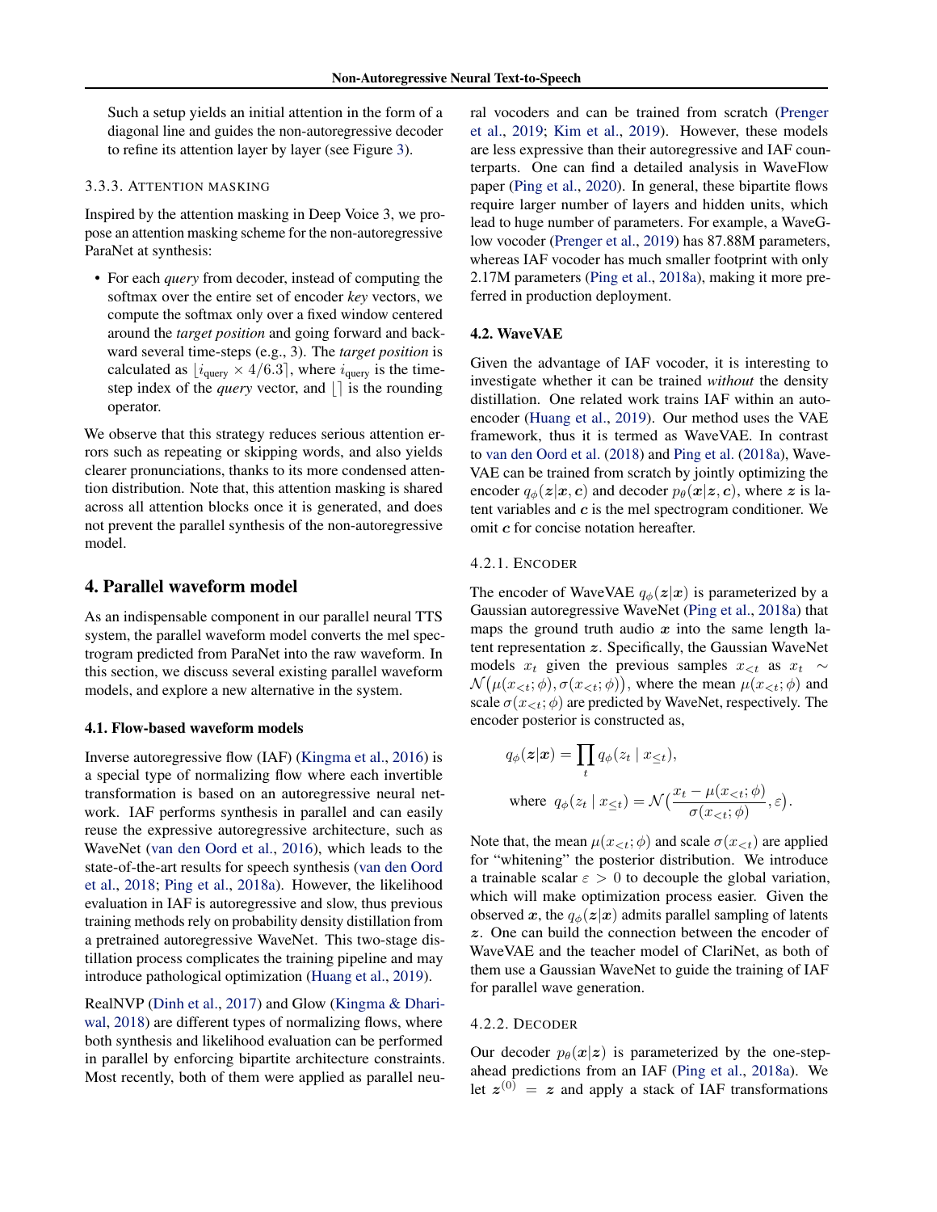Such a setup yields an initial attention in the form of a diagonal line and guides the non-autoregressive decoder to refine its attention layer by layer (see Figure 3).

#### 3.3.3. Attention masking

Inspired by the attention masking in Deep Voice 3, we propose an attention masking scheme for the non-autoregressive ParaNet at synthesis:

- For each *query* from decoder, instead of computing the softmax over the entire set of encoder *key* vectors, we compute the softmax only over a fixed window centered around the *target position* and going forward and backward several time-steps (e.g., 3). The *target position* is calculated as $\lfloor i_{\text{query}} \times 4/6.3 \rceil$, where $i_{\text{query}}$ is the time-step index of the *query* vector, and $\lfloor \rceil$ is the rounding operator.

We observe that this strategy reduces serious attention errors such as repeating or skipping words, and also yields clearer pronunciations, thanks to its more condensed attention distribution. Note that, this attention masking is shared across all attention blocks once it is generated, and does not prevent the parallel synthesis of the non-autoregressive model.

## 4. Parallel waveform model

As an indispensable component in our parallel neural TTS system, the parallel waveform model converts the mel spectrogram predicted from ParaNet into the raw waveform. In this section, we discuss several existing parallel waveform models, and explore a new alternative in the system.

### 4.1. Flow-based waveform models

Inverse autoregressive flow (IAF) (Kingma et al., 2016) is a special type of normalizing flow where each invertible transformation is based on an autoregressive neural network. IAF performs synthesis in parallel and can easily reuse the expressive autoregressive architecture, such as WaveNet (van den Oord et al., 2016), which leads to the state-of-the-art results for speech synthesis (van den Oord et al., 2018; Ping et al., 2018a). However, the likelihood evaluation in IAF is autoregressive and slow, thus previous training methods rely on probability density distillation from a pretrained autoregressive WaveNet. This two-stage distillation process complicates the training pipeline and may introduce pathological optimization (Huang et al., 2019).

RealNVP (Dinh et al., 2017) and Glow (Kingma & Dhariwal, 2018) are different types of normalizing flows, where both synthesis and likelihood evaluation can be performed in parallel by enforcing bipartite architecture constraints. Most recently, both of them were applied as parallel neural vocoders and can be trained from scratch (Prenger et al., 2019; Kim et al., 2019). However, these models are less expressive than their autoregressive and IAF counterparts. One can find a detailed analysis in WaveFlow paper (Ping et al., 2020). In general, these bipartite flows require larger number of layers and hidden units, which lead to huge number of parameters. For example, a WaveGlow vocoder (Prenger et al., 2019) has 87.88M parameters, whereas IAF vocoder has much smaller footprint with only 2.17M parameters (Ping et al., 2018a), making it more preferred in production deployment.

### 4.2. WaveVAE

Given the advantage of IAF vocoder, it is interesting to investigate whether it can be trained *without* the density distillation. One related work trains IAF within an autoencoder (Huang et al., 2019). Our method uses the VAE framework, thus it is termed as WaveVAE. In contrast to van den Oord et al. (2018) and Ping et al. (2018a), WaveVAE can be trained from scratch by jointly optimizing the encoder $q_\phi(\boldsymbol{z}|\boldsymbol{x}, \boldsymbol{c})$ and decoder $p_\theta(\boldsymbol{x}|\boldsymbol{z}, \boldsymbol{c})$, where $\boldsymbol{z}$ is latent variables and $\boldsymbol{c}$ is the mel spectrogram conditioner. We omit $\boldsymbol{c}$ for concise notation hereafter.

#### 4.2.1. Encoder

The encoder of WaveVAE $q_\phi(\boldsymbol{z}|\boldsymbol{x})$ is parameterized by a Gaussian autoregressive WaveNet (Ping et al., 2018a) that maps the ground truth audio $\boldsymbol{x}$ into the same length latent representation $\boldsymbol{z}$. Specifically, the Gaussian WaveNet models $x_t$ given the previous samples $x_{<t}$ as $x_t \sim \mathcal{N}\big(\mu(x_{<t};\phi), \sigma(x_{<t};\phi)\big)$, where the mean $\mu(x_{<t};\phi)$ and scale $\sigma(x_{<t};\phi)$ are predicted by WaveNet, respectively. The encoder posterior is constructed as,

$$
q_\phi(\boldsymbol{z}|\boldsymbol{x}) = \prod_t q_\phi(z_t \mid x_{\leq t}),
$$
$$
\text{where } \; q_\phi(z_t \mid x_{\leq t}) = \mathcal{N}\Big(\frac{x_t - \mu(x_{<t};\phi)}{\sigma(x_{<t};\phi)}, \varepsilon\Big).
$$

Note that, the mean $\mu(x_{<t};\phi)$ and scale $\sigma(x_{<t})$ are applied for "whitening" the posterior distribution. We introduce a trainable scalar $\varepsilon > 0$ to decouple the global variation, which will make optimization process easier. Given the observed $\boldsymbol{x}$, the $q_\phi(\boldsymbol{z}|\boldsymbol{x})$ admits parallel sampling of latents $\boldsymbol{z}$. One can build the connection between the encoder of WaveVAE and the teacher model of ClariNet, as both of them use a Gaussian WaveNet to guide the training of IAF for parallel wave generation.

#### 4.2.2. Decoder

Our decoder $p_\theta(\boldsymbol{x}|\boldsymbol{z})$ is parameterized by the one-step-ahead predictions from an IAF (Ping et al., 2018a). We let $\boldsymbol{z}^{(0)} = \boldsymbol{z}$ and apply a stack of IAF transformations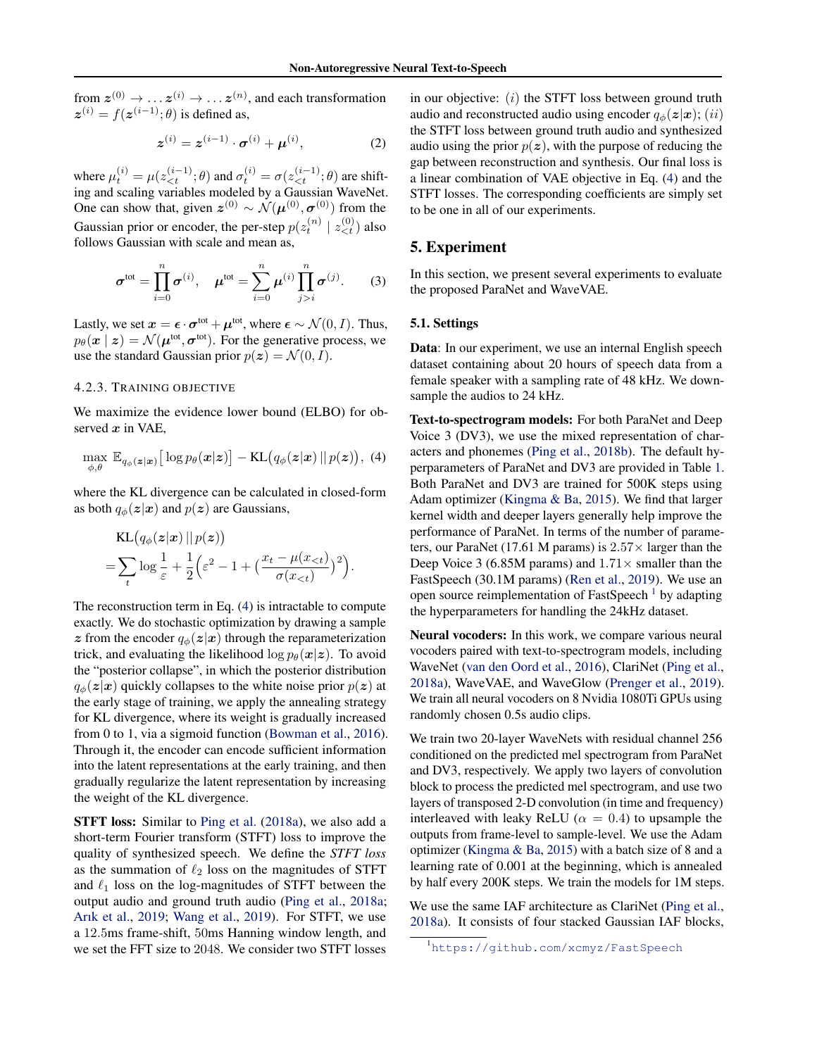from $\boldsymbol{z}^{(0)} \rightarrow \ldots \boldsymbol{z}^{(i)} \rightarrow \ldots \boldsymbol{z}^{(n)}$, and each transformation $\boldsymbol{z}^{(i)} = f(\boldsymbol{z}^{(i-1)}; \theta)$ is defined as,

$$\boldsymbol{z}^{(i)} = \boldsymbol{z}^{(i-1)} \cdot \boldsymbol{\sigma}^{(i)} + \boldsymbol{\mu}^{(i)}, \tag{2}$$

where $\mu_t^{(i)} = \mu(z_{<t}^{(i-1)}; \theta)$ and $\sigma_t^{(i)} = \sigma(z_{<t}^{(i-1)}; \theta)$ are shifting and scaling variables modeled by a Gaussian WaveNet. One can show that, given $\boldsymbol{z}^{(0)} \sim \mathcal{N}(\boldsymbol{\mu}^{(0)}, \boldsymbol{\sigma}^{(0)})$ from the Gaussian prior or encoder, the per-step $p(z_t^{(n)} \mid z_{<t}^{(0)})$ also follows Gaussian with scale and mean as,

$$\boldsymbol{\sigma}^{\text{tot}} = \prod_{i=0}^{n} \boldsymbol{\sigma}^{(i)}, \quad \boldsymbol{\mu}^{\text{tot}} = \sum_{i=0}^{n} \boldsymbol{\mu}^{(i)} \prod_{j>i}^{n} \boldsymbol{\sigma}^{(j)}. \tag{3}$$

Lastly, we set $\boldsymbol{x} = \boldsymbol{\epsilon} \cdot \boldsymbol{\sigma}^{\text{tot}} + \boldsymbol{\mu}^{\text{tot}}$, where $\boldsymbol{\epsilon} \sim \mathcal{N}(0, I)$. Thus, $p_\theta(\boldsymbol{x} \mid \boldsymbol{z}) = \mathcal{N}(\boldsymbol{\mu}^{\text{tot}}, \boldsymbol{\sigma}^{\text{tot}})$. For the generative process, we use the standard Gaussian prior $p(\boldsymbol{z}) = \mathcal{N}(0, I)$.

#### 4.2.3. Training objective

We maximize the evidence lower bound (ELBO) for observed $\boldsymbol{x}$ in VAE,

$$\max_{\phi, \theta} \mathbb{E}_{q_\phi(\boldsymbol{z}|\boldsymbol{x})} \big[ \log p_\theta(\boldsymbol{x}|\boldsymbol{z}) \big] - \text{KL}\big(q_\phi(\boldsymbol{z}|\boldsymbol{x}) \,||\, p(\boldsymbol{z})\big), \tag{4}$$

where the KL divergence can be calculated in closed-form as both $q_\phi(\boldsymbol{z}|\boldsymbol{x})$ and $p(\boldsymbol{z})$ are Gaussians,

$$\begin{aligned} &\text{KL}\big(q_\phi(\boldsymbol{z}|\boldsymbol{x}) \,||\, p(\boldsymbol{z})\big) \\ =& \sum_t \log \frac{1}{\varepsilon} + \frac{1}{2}\Big(\varepsilon^2 - 1 + \big(\frac{x_t - \mu(x_{<t})}{\sigma(x_{<t})}\big)^2\Big). \end{aligned}$$

The reconstruction term in Eq. (4) is intractable to compute exactly. We do stochastic optimization by drawing a sample $\boldsymbol{z}$ from the encoder $q_\phi(\boldsymbol{z}|\boldsymbol{x})$ through the reparameterization trick, and evaluating the likelihood $\log p_\theta(\boldsymbol{x}|\boldsymbol{z})$. To avoid the "posterior collapse", in which the posterior distribution $q_\phi(\boldsymbol{z}|\boldsymbol{x})$ quickly collapses to the white noise prior $p(\boldsymbol{z})$ at the early stage of training, we apply the annealing strategy for KL divergence, where its weight is gradually increased from 0 to 1, via a sigmoid function (Bowman et al., 2016). Through it, the encoder can encode sufficient information into the latent representations at the early training, and then gradually regularize the latent representation by increasing the weight of the KL divergence.

**STFT loss:** Similar to Ping et al. (2018a), we also add a short-term Fourier transform (STFT) loss to improve the quality of synthesized speech. We define the *STFT loss* as the summation of $\ell_2$ loss on the magnitudes of STFT and $\ell_1$ loss on the log-magnitudes of STFT between the output audio and ground truth audio (Ping et al., 2018a; Arık et al., 2019; Wang et al., 2019). For STFT, we use a 12.5ms frame-shift, 50ms Hanning window length, and we set the FFT size to 2048. We consider two STFT losses in our objective: $(i)$ the STFT loss between ground truth audio and reconstructed audio using encoder $q_\phi(\boldsymbol{z}|\boldsymbol{x})$; $(ii)$ the STFT loss between ground truth audio and synthesized audio using the prior $p(\boldsymbol{z})$, with the purpose of reducing the gap between reconstruction and synthesis. Our final loss is a linear combination of VAE objective in Eq. (4) and the STFT losses. The corresponding coefficients are simply set to be one in all of our experiments.

## 5. Experiment

In this section, we present several experiments to evaluate the proposed ParaNet and WaveVAE.

### 5.1. Settings

**Data**: In our experiment, we use an internal English speech dataset containing about 20 hours of speech data from a female speaker with a sampling rate of 48 kHz. We downsample the audios to 24 kHz.

**Text-to-spectrogram models:** For both ParaNet and Deep Voice 3 (DV3), we use the mixed representation of characters and phonemes (Ping et al., 2018b). The default hyperparameters of ParaNet and DV3 are provided in Table 1. Both ParaNet and DV3 are trained for 500K steps using Adam optimizer (Kingma & Ba, 2015). We find that larger kernel width and deeper layers generally help improve the performance of ParaNet. In terms of the number of parameters, our ParaNet (17.61 M params) is 2.57× larger than the Deep Voice 3 (6.85M params) and 1.71× smaller than the FastSpeech (30.1M params) (Ren et al., 2019). We use an open source reimplementation of FastSpeech [1] by adapting the hyperparameters for handling the 24kHz dataset.

**Neural vocoders:** In this work, we compare various neural vocoders paired with text-to-spectrogram models, including WaveNet (van den Oord et al., 2016), ClariNet (Ping et al., 2018a), WaveVAE, and WaveGlow (Prenger et al., 2019). We train all neural vocoders on 8 Nvidia 1080Ti GPUs using randomly chosen 0.5s audio clips.

We train two 20-layer WaveNets with residual channel 256 conditioned on the predicted mel spectrogram from ParaNet and DV3, respectively. We apply two layers of convolution block to process the predicted mel spectrogram, and use two layers of transposed 2-D convolution (in time and frequency) interleaved with leaky ReLU ($\alpha = 0.4$) to upsample the outputs from frame-level to sample-level. We use the Adam optimizer (Kingma & Ba, 2015) with a batch size of 8 and a learning rate of 0.001 at the beginning, which is annealed by half every 200K steps. We train the models for 1M steps.

We use the same IAF architecture as ClariNet (Ping et al., 2018a). It consists of four stacked Gaussian IAF blocks,

[1] https://github.com/xcmyz/FastSpeech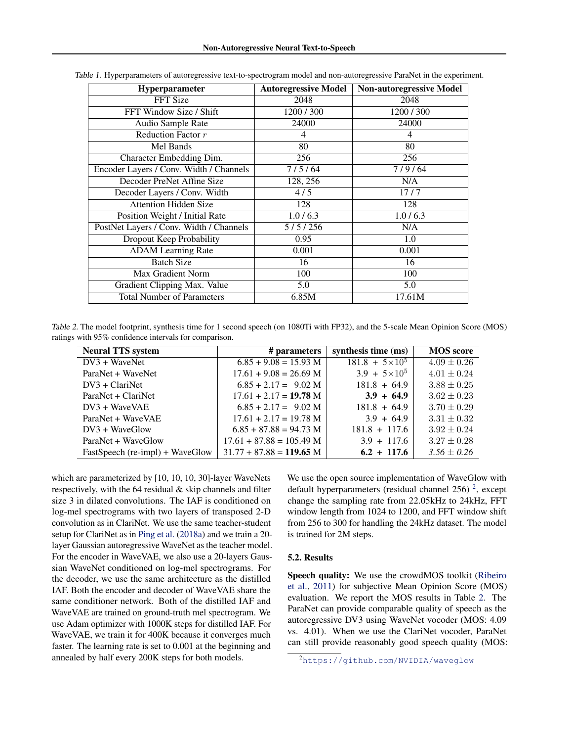Table 1. Hyperparameters of autoregressive text-to-spectrogram model and non-autoregressive ParaNet in the experiment.

| Hyperparameter | Autoregressive Model | Non-autoregressive Model |
|---|---|---|
| FFT Size | 2048 | 2048 |
| FFT Window Size / Shift | 1200 / 300 | 1200 / 300 |
| Audio Sample Rate | 24000 | 24000 |
| Reduction Factor $r$ | 4 | 4 |
| Mel Bands | 80 | 80 |
| Character Embedding Dim. | 256 | 256 |
| Encoder Layers / Conv. Width / Channels | 7 / 5 / 64 | 7 / 9 / 64 |
| Decoder PreNet Affine Size | 128, 256 | N/A |
| Decoder Layers / Conv. Width | 4 / 5 | 17 / 7 |
| Attention Hidden Size | 128 | 128 |
| Position Weight / Initial Rate | 1.0 / 6.3 | 1.0 / 6.3 |
| PostNet Layers / Conv. Width / Channels | 5 / 5 / 256 | N/A |
| Dropout Keep Probability | 0.95 | 1.0 |
| ADAM Learning Rate | 0.001 | 0.001 |
| Batch Size | 16 | 16 |
| Max Gradient Norm | 100 | 100 |
| Gradient Clipping Max. Value | 5.0 | 5.0 |
| Total Number of Parameters | 6.85M | 17.61M |

Table 2. The model footprint, synthesis time for 1 second speech (on 1080Ti with FP32), and the 5-scale Mean Opinion Score (MOS) ratings with 95% confidence intervals for comparison.

| Neural TTS system | # parameters | synthesis time (ms) | MOS score |
|---|---|---|---|
| DV3 + WaveNet | 6.85 + 9.08 = 15.93 M | 181.8 + $5{\times}10^5$ | $4.09 \pm 0.26$ |
| ParaNet + WaveNet | 17.61 + 9.08 = 26.69 M | 3.9 + $5{\times}10^5$ | $4.01 \pm 0.24$ |
| DV3 + ClariNet | 6.85 + 2.17 = 9.02 M | 181.8 + 64.9 | $3.88 \pm 0.25$ |
| ParaNet + ClariNet | 17.61 + 2.17 = **19.78** M | **3.9 + 64.9** | $3.62 \pm 0.23$ |
| DV3 + WaveVAE | 6.85 + 2.17 = 9.02 M | 181.8 + 64.9 | $3.70 \pm 0.29$ |
| ParaNet + WaveVAE | 17.61 + 2.17 = 19.78 M | 3.9 + 64.9 | $3.31 \pm 0.32$ |
| DV3 + WaveGlow | 6.85 + 87.88 = 94.73 M | 181.8 + 117.6 | $3.92 \pm 0.24$ |
| ParaNet + WaveGlow | 17.61 + 87.88 = 105.49 M | 3.9 + 117.6 | $3.27 \pm 0.28$ |
| FastSpeech (re-impl) + WaveGlow | 31.77 + 87.88 = **119.65** M | **6.2 + 117.6** | *$3.56 \pm 0.26$* |

which are parameterized by [10, 10, 10, 30]-layer WaveNets respectively, with the 64 residual & skip channels and filter size 3 in dilated convolutions. The IAF is conditioned on log-mel spectrograms with two layers of transposed 2-D convolution as in ClariNet. We use the same teacher-student setup for ClariNet as in Ping et al. (2018a) and we train a 20-layer Gaussian autoregressive WaveNet as the teacher model. For the encoder in WaveVAE, we also use a 20-layers Gaussian WaveNet conditioned on log-mel spectrograms. For the decoder, we use the same architecture as the distilled IAF. Both the encoder and decoder of WaveVAE share the same conditioner network. Both of the distilled IAF and WaveVAE are trained on ground-truth mel spectrogram. We use Adam optimizer with 1000K steps for distilled IAF. For WaveVAE, we train it for 400K because it converges much faster. The learning rate is set to 0.001 at the beginning and annealed by half every 200K steps for both models.

We use the open source implementation of WaveGlow with default hyperparameters (residual channel 256) [2], except change the sampling rate from 22.05kHz to 24kHz, FFT window length from 1024 to 1200, and FFT window shift from 256 to 300 for handling the 24kHz dataset. The model is trained for 2M steps.

### 5.2. Results

**Speech quality:** We use the crowdMOS toolkit (Ribeiro et al., 2011) for subjective Mean Opinion Score (MOS) evaluation. We report the MOS results in Table 2. The ParaNet can provide comparable quality of speech as the autoregressive DV3 using WaveNet vocoder (MOS: 4.09 vs. 4.01). When we use the ClariNet vocoder, ParaNet can still provide reasonably good speech quality (MOS:

[2] https://github.com/NVIDIA/waveglow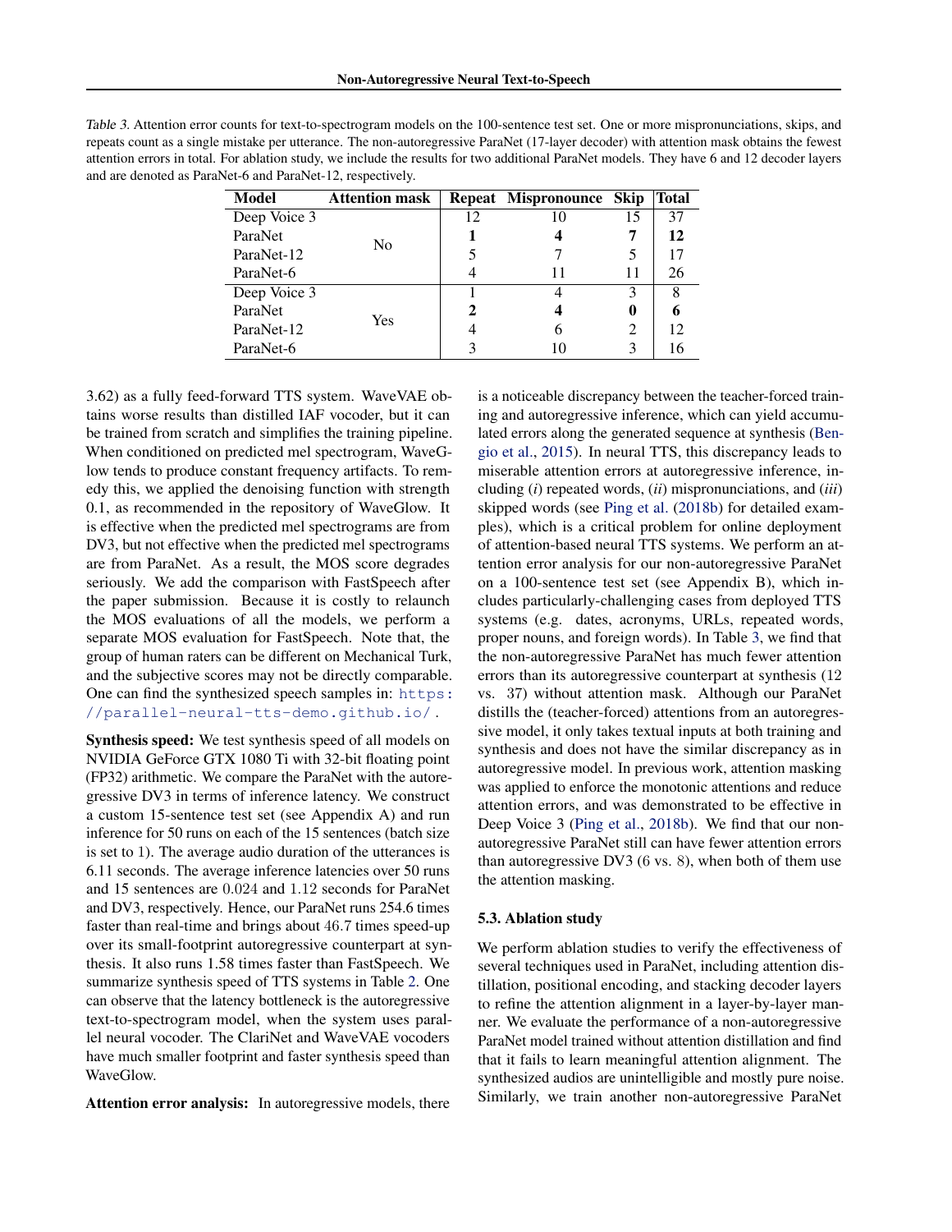Table 3. Attention error counts for text-to-spectrogram models on the 100-sentence test set. One or more mispronunciations, skips, and repeats count as a single mistake per utterance. The non-autoregressive ParaNet (17-layer decoder) with attention mask obtains the fewest attention errors in total. For ablation study, we include the results for two additional ParaNet models. They have 6 and 12 decoder layers and are denoted as ParaNet-6 and ParaNet-12, respectively.

| Model | Attention mask | Repeat | Mispronounce | Skip | Total |
|---|---|---|---|---|---|
| Deep Voice 3 | No | 12 | 10 | 15 | 37 |
| ParaNet | | **1** | **4** | **7** | **12** |
| ParaNet-12 | | 5 | 7 | 5 | 17 |
| ParaNet-6 | | 4 | 11 | 11 | 26 |
| Deep Voice 3 | Yes | 1 | 4 | 3 | 8 |
| ParaNet | | **2** | **4** | **0** | **6** |
| ParaNet-12 | | 4 | 6 | 2 | 12 |
| ParaNet-6 | | 3 | 10 | 3 | 16 |

3.62) as a fully feed-forward TTS system. WaveVAE obtains worse results than distilled IAF vocoder, but it can be trained from scratch and simplifies the training pipeline. When conditioned on predicted mel spectrogram, WaveGlow tends to produce constant frequency artifacts. To remedy this, we applied the denoising function with strength 0.1, as recommended in the repository of WaveGlow. It is effective when the predicted mel spectrograms are from DV3, but not effective when the predicted mel spectrograms are from ParaNet. As a result, the MOS score degrades seriously. We add the comparison with FastSpeech after the paper submission. Because it is costly to relaunch the MOS evaluations of all the models, we perform a separate MOS evaluation for FastSpeech. Note that, the group of human raters can be different on Mechanical Turk, and the subjective scores may not be directly comparable. One can find the synthesized speech samples in: https://parallel-neural-tts-demo.github.io/.

**Synthesis speed:** We test synthesis speed of all models on NVIDIA GeForce GTX 1080 Ti with 32-bit floating point (FP32) arithmetic. We compare the ParaNet with the autoregressive DV3 in terms of inference latency. We construct a custom 15-sentence test set (see Appendix A) and run inference for 50 runs on each of the 15 sentences (batch size is set to 1). The average audio duration of the utterances is 6.11 seconds. The average inference latencies over 50 runs and 15 sentences are 0.024 and 1.12 seconds for ParaNet and DV3, respectively. Hence, our ParaNet runs 254.6 times faster than real-time and brings about 46.7 times speed-up over its small-footprint autoregressive counterpart at synthesis. It also runs 1.58 times faster than FastSpeech. We summarize synthesis speed of TTS systems in Table 2. One can observe that the latency bottleneck is the autoregressive text-to-spectrogram model, when the system uses parallel neural vocoder. The ClariNet and WaveVAE vocoders have much smaller footprint and faster synthesis speed than WaveGlow.

**Attention error analysis:** In autoregressive models, there is a noticeable discrepancy between the teacher-forced training and autoregressive inference, which can yield accumulated errors along the generated sequence at synthesis (Bengio et al., 2015). In neural TTS, this discrepancy leads to miserable attention errors at autoregressive inference, including (*i*) repeated words, (*ii*) mispronunciations, and (*iii*) skipped words (see Ping et al. (2018b) for detailed examples), which is a critical problem for online deployment of attention-based neural TTS systems. We perform an attention error analysis for our non-autoregressive ParaNet on a 100-sentence test set (see Appendix B), which includes particularly-challenging cases from deployed TTS systems (e.g. dates, acronyms, URLs, repeated words, proper nouns, and foreign words). In Table 3, we find that the non-autoregressive ParaNet has much fewer attention errors than its autoregressive counterpart at synthesis (12 vs. 37) without attention mask. Although our ParaNet distills the (teacher-forced) attentions from an autoregressive model, it only takes textual inputs at both training and synthesis and does not have the similar discrepancy as in autoregressive model. In previous work, attention masking was applied to enforce the monotonic attentions and reduce attention errors, and was demonstrated to be effective in Deep Voice 3 (Ping et al., 2018b). We find that our non-autoregressive ParaNet still can have fewer attention errors than autoregressive DV3 (6 vs. 8), when both of them use the attention masking.

### 5.3. Ablation study

We perform ablation studies to verify the effectiveness of several techniques used in ParaNet, including attention distillation, positional encoding, and stacking decoder layers to refine the attention alignment in a layer-by-layer manner. We evaluate the performance of a non-autoregressive ParaNet model trained without attention distillation and find that it fails to learn meaningful attention alignment. The synthesized audios are unintelligible and mostly pure noise. Similarly, we train another non-autoregressive ParaNet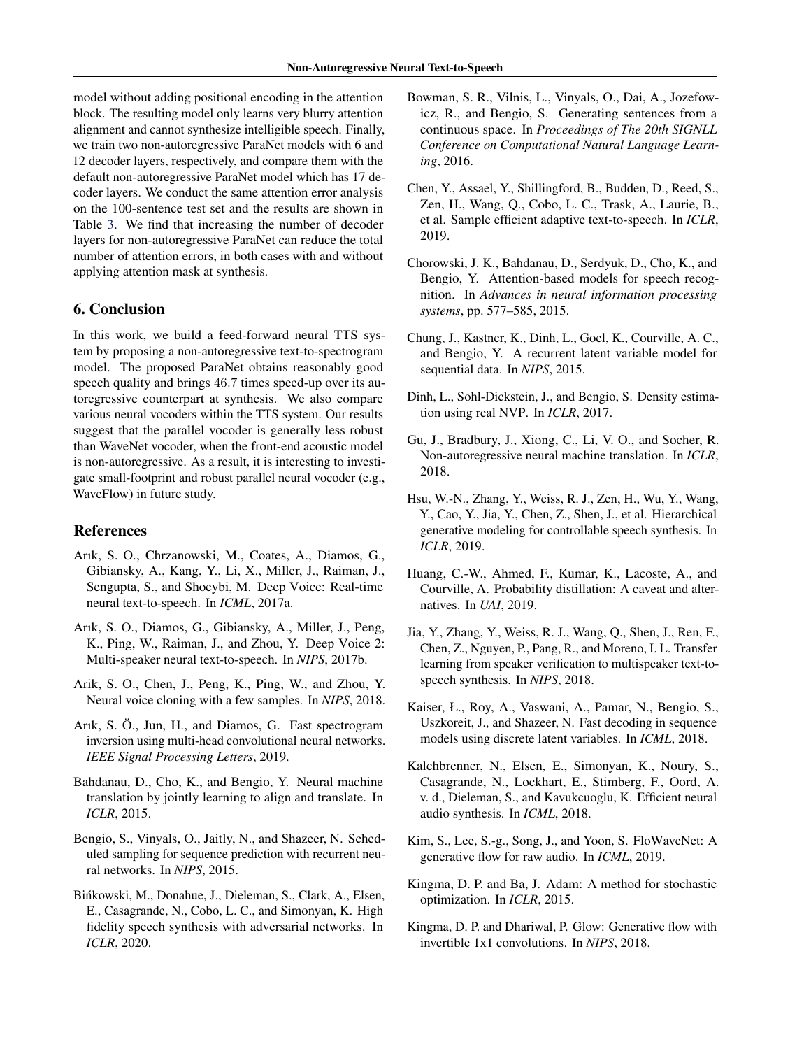model without adding positional encoding in the attention block. The resulting model only learns very blurry attention alignment and cannot synthesize intelligible speech. Finally, we train two non-autoregressive ParaNet models with 6 and 12 decoder layers, respectively, and compare them with the default non-autoregressive ParaNet model which has 17 decoder layers. We conduct the same attention error analysis on the 100-sentence test set and the results are shown in Table 3. We find that increasing the number of decoder layers for non-autoregressive ParaNet can reduce the total number of attention errors, in both cases with and without applying attention mask at synthesis.

## 6. Conclusion

In this work, we build a feed-forward neural TTS system by proposing a non-autoregressive text-to-spectrogram model. The proposed ParaNet obtains reasonably good speech quality and brings 46.7 times speed-up over its autoregressive counterpart at synthesis. We also compare various neural vocoders within the TTS system. Our results suggest that the parallel vocoder is generally less robust than WaveNet vocoder, when the front-end acoustic model is non-autoregressive. As a result, it is interesting to investigate small-footprint and robust parallel neural vocoder (e.g., WaveFlow) in future study.

## References

Arık, S. O., Chrzanowski, M., Coates, A., Diamos, G., Gibiansky, A., Kang, Y., Li, X., Miller, J., Raiman, J., Sengupta, S., and Shoeybi, M. Deep Voice: Real-time neural text-to-speech. In *ICML*, 2017a.

Arık, S. O., Diamos, G., Gibiansky, A., Miller, J., Peng, K., Ping, W., Raiman, J., and Zhou, Y. Deep Voice 2: Multi-speaker neural text-to-speech. In *NIPS*, 2017b.

Arik, S. O., Chen, J., Peng, K., Ping, W., and Zhou, Y. Neural voice cloning with a few samples. In *NIPS*, 2018.

Arık, S. Ö., Jun, H., and Diamos, G. Fast spectrogram inversion using multi-head convolutional neural networks. *IEEE Signal Processing Letters*, 2019.

Bahdanau, D., Cho, K., and Bengio, Y. Neural machine translation by jointly learning to align and translate. In *ICLR*, 2015.

Bengio, S., Vinyals, O., Jaitly, N., and Shazeer, N. Scheduled sampling for sequence prediction with recurrent neural networks. In *NIPS*, 2015.

Bińkowski, M., Donahue, J., Dieleman, S., Clark, A., Elsen, E., Casagrande, N., Cobo, L. C., and Simonyan, K. High fidelity speech synthesis with adversarial networks. In *ICLR*, 2020.

Bowman, S. R., Vilnis, L., Vinyals, O., Dai, A., Jozefowicz, R., and Bengio, S. Generating sentences from a continuous space. In *Proceedings of The 20th SIGNLL Conference on Computational Natural Language Learning*, 2016.

Chen, Y., Assael, Y., Shillingford, B., Budden, D., Reed, S., Zen, H., Wang, Q., Cobo, L. C., Trask, A., Laurie, B., et al. Sample efficient adaptive text-to-speech. In *ICLR*, 2019.

Chorowski, J. K., Bahdanau, D., Serdyuk, D., Cho, K., and Bengio, Y. Attention-based models for speech recognition. In *Advances in neural information processing systems*, pp. 577–585, 2015.

Chung, J., Kastner, K., Dinh, L., Goel, K., Courville, A. C., and Bengio, Y. A recurrent latent variable model for sequential data. In *NIPS*, 2015.

Dinh, L., Sohl-Dickstein, J., and Bengio, S. Density estimation using real NVP. In *ICLR*, 2017.

Gu, J., Bradbury, J., Xiong, C., Li, V. O., and Socher, R. Non-autoregressive neural machine translation. In *ICLR*, 2018.

Hsu, W.-N., Zhang, Y., Weiss, R. J., Zen, H., Wu, Y., Wang, Y., Cao, Y., Jia, Y., Chen, Z., Shen, J., et al. Hierarchical generative modeling for controllable speech synthesis. In *ICLR*, 2019.

Huang, C.-W., Ahmed, F., Kumar, K., Lacoste, A., and Courville, A. Probability distillation: A caveat and alternatives. In *UAI*, 2019.

Jia, Y., Zhang, Y., Weiss, R. J., Wang, Q., Shen, J., Ren, F., Chen, Z., Nguyen, P., Pang, R., and Moreno, I. L. Transfer learning from speaker verification to multispeaker text-to-speech synthesis. In *NIPS*, 2018.

Kaiser, Ł., Roy, A., Vaswani, A., Pamar, N., Bengio, S., Uszkoreit, J., and Shazeer, N. Fast decoding in sequence models using discrete latent variables. In *ICML*, 2018.

Kalchbrenner, N., Elsen, E., Simonyan, K., Noury, S., Casagrande, N., Lockhart, E., Stimberg, F., Oord, A. v. d., Dieleman, S., and Kavukcuoglu, K. Efficient neural audio synthesis. In *ICML*, 2018.

Kim, S., Lee, S.-g., Song, J., and Yoon, S. FloWaveNet: A generative flow for raw audio. In *ICML*, 2019.

Kingma, D. P. and Ba, J. Adam: A method for stochastic optimization. In *ICLR*, 2015.

Kingma, D. P. and Dhariwal, P. Glow: Generative flow with invertible 1x1 convolutions. In *NIPS*, 2018.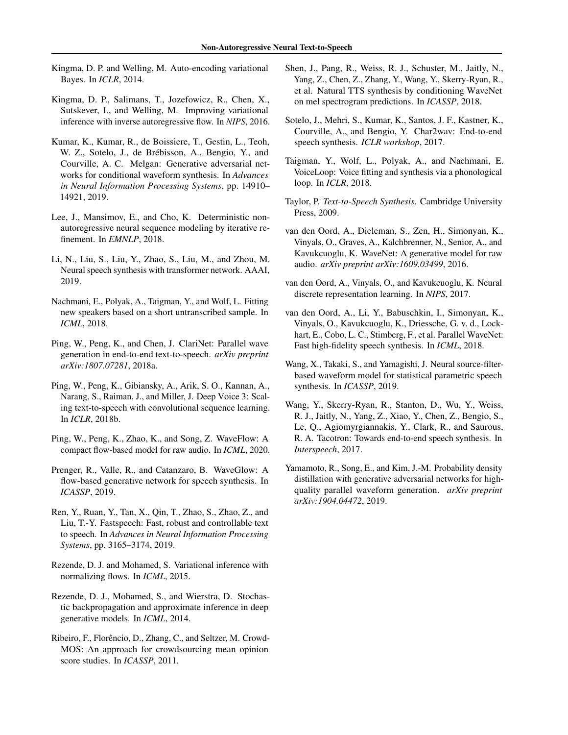Kingma, D. P. and Welling, M. Auto-encoding variational Bayes. In *ICLR*, 2014.

Kingma, D. P., Salimans, T., Jozefowicz, R., Chen, X., Sutskever, I., and Welling, M. Improving variational inference with inverse autoregressive flow. In *NIPS*, 2016.

Kumar, K., Kumar, R., de Boissiere, T., Gestin, L., Teoh, W. Z., Sotelo, J., de Brébisson, A., Bengio, Y., and Courville, A. C. Melgan: Generative adversarial networks for conditional waveform synthesis. In *Advances in Neural Information Processing Systems*, pp. 14910–14921, 2019.

Lee, J., Mansimov, E., and Cho, K. Deterministic non-autoregressive neural sequence modeling by iterative refinement. In *EMNLP*, 2018.

Li, N., Liu, S., Liu, Y., Zhao, S., Liu, M., and Zhou, M. Neural speech synthesis with transformer network. AAAI, 2019.

Nachmani, E., Polyak, A., Taigman, Y., and Wolf, L. Fitting new speakers based on a short untranscribed sample. In *ICML*, 2018.

Ping, W., Peng, K., and Chen, J. ClariNet: Parallel wave generation in end-to-end text-to-speech. *arXiv preprint arXiv:1807.07281*, 2018a.

Ping, W., Peng, K., Gibiansky, A., Arik, S. O., Kannan, A., Narang, S., Raiman, J., and Miller, J. Deep Voice 3: Scaling text-to-speech with convolutional sequence learning. In *ICLR*, 2018b.

Ping, W., Peng, K., Zhao, K., and Song, Z. WaveFlow: A compact flow-based model for raw audio. In *ICML*, 2020.

Prenger, R., Valle, R., and Catanzaro, B. WaveGlow: A flow-based generative network for speech synthesis. In *ICASSP*, 2019.

Ren, Y., Ruan, Y., Tan, X., Qin, T., Zhao, S., Zhao, Z., and Liu, T.-Y. Fastspeech: Fast, robust and controllable text to speech. In *Advances in Neural Information Processing Systems*, pp. 3165–3174, 2019.

Rezende, D. J. and Mohamed, S. Variational inference with normalizing flows. In *ICML*, 2015.

Rezende, D. J., Mohamed, S., and Wierstra, D. Stochastic backpropagation and approximate inference in deep generative models. In *ICML*, 2014.

Ribeiro, F., Florêncio, D., Zhang, C., and Seltzer, M. Crowd-MOS: An approach for crowdsourcing mean opinion score studies. In *ICASSP*, 2011.

Shen, J., Pang, R., Weiss, R. J., Schuster, M., Jaitly, N., Yang, Z., Chen, Z., Zhang, Y., Wang, Y., Skerry-Ryan, R., et al. Natural TTS synthesis by conditioning WaveNet on mel spectrogram predictions. In *ICASSP*, 2018.

Sotelo, J., Mehri, S., Kumar, K., Santos, J. F., Kastner, K., Courville, A., and Bengio, Y. Char2wav: End-to-end speech synthesis. *ICLR workshop*, 2017.

Taigman, Y., Wolf, L., Polyak, A., and Nachmani, E. VoiceLoop: Voice fitting and synthesis via a phonological loop. In *ICLR*, 2018.

Taylor, P. *Text-to-Speech Synthesis*. Cambridge University Press, 2009.

van den Oord, A., Dieleman, S., Zen, H., Simonyan, K., Vinyals, O., Graves, A., Kalchbrenner, N., Senior, A., and Kavukcuoglu, K. WaveNet: A generative model for raw audio. *arXiv preprint arXiv:1609.03499*, 2016.

van den Oord, A., Vinyals, O., and Kavukcuoglu, K. Neural discrete representation learning. In *NIPS*, 2017.

van den Oord, A., Li, Y., Babuschkin, I., Simonyan, K., Vinyals, O., Kavukcuoglu, K., Driessche, G. v. d., Lockhart, E., Cobo, L. C., Stimberg, F., et al. Parallel WaveNet: Fast high-fidelity speech synthesis. In *ICML*, 2018.

Wang, X., Takaki, S., and Yamagishi, J. Neural source-filter-based waveform model for statistical parametric speech synthesis. In *ICASSP*, 2019.

Wang, Y., Skerry-Ryan, R., Stanton, D., Wu, Y., Weiss, R. J., Jaitly, N., Yang, Z., Xiao, Y., Chen, Z., Bengio, S., Le, Q., Agiomyrgiannakis, Y., Clark, R., and Saurous, R. A. Tacotron: Towards end-to-end speech synthesis. In *Interspeech*, 2017.

Yamamoto, R., Song, E., and Kim, J.-M. Probability density distillation with generative adversarial networks for high-quality parallel waveform generation. *arXiv preprint arXiv:1904.04472*, 2019.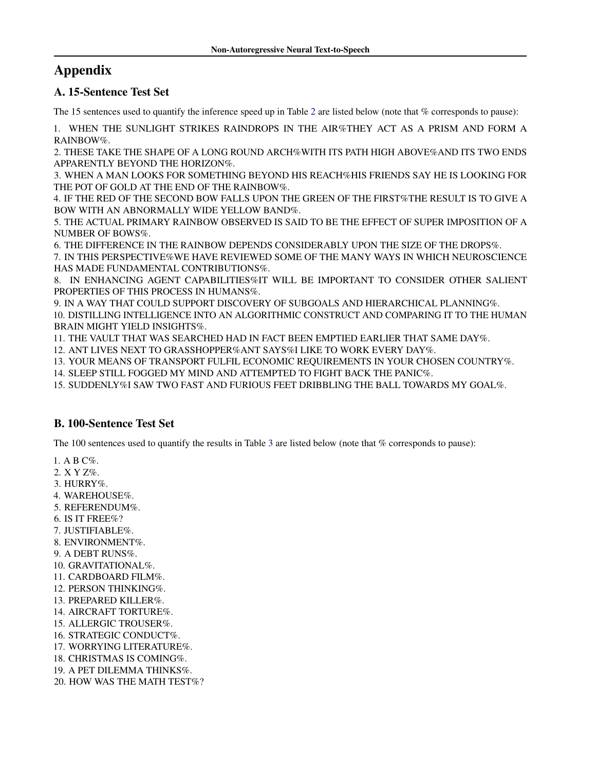# Appendix

## A. 15-Sentence Test Set

The 15 sentences used to quantify the inference speed up in Table 2 are listed below (note that % corresponds to pause):

1. WHEN THE SUNLIGHT STRIKES RAINDROPS IN THE AIR%THEY ACT AS A PRISM AND FORM A RAINBOW%.
2. THESE TAKE THE SHAPE OF A LONG ROUND ARCH%WITH ITS PATH HIGH ABOVE%AND ITS TWO ENDS APPARENTLY BEYOND THE HORIZON%.
3. WHEN A MAN LOOKS FOR SOMETHING BEYOND HIS REACH%HIS FRIENDS SAY HE IS LOOKING FOR THE POT OF GOLD AT THE END OF THE RAINBOW%.
4. IF THE RED OF THE SECOND BOW FALLS UPON THE GREEN OF THE FIRST%THE RESULT IS TO GIVE A BOW WITH AN ABNORMALLY WIDE YELLOW BAND%.
5. THE ACTUAL PRIMARY RAINBOW OBSERVED IS SAID TO BE THE EFFECT OF SUPER IMPOSITION OF A NUMBER OF BOWS%.
6. THE DIFFERENCE IN THE RAINBOW DEPENDS CONSIDERABLY UPON THE SIZE OF THE DROPS%.
7. IN THIS PERSPECTIVE%WE HAVE REVIEWED SOME OF THE MANY WAYS IN WHICH NEUROSCIENCE HAS MADE FUNDAMENTAL CONTRIBUTIONS%.
8. IN ENHANCING AGENT CAPABILITIES%IT WILL BE IMPORTANT TO CONSIDER OTHER SALIENT PROPERTIES OF THIS PROCESS IN HUMANS%.
9. IN A WAY THAT COULD SUPPORT DISCOVERY OF SUBGOALS AND HIERARCHICAL PLANNING%.
10. DISTILLING INTELLIGENCE INTO AN ALGORITHMIC CONSTRUCT AND COMPARING IT TO THE HUMAN BRAIN MIGHT YIELD INSIGHTS%.
11. THE VAULT THAT WAS SEARCHED HAD IN FACT BEEN EMPTIED EARLIER THAT SAME DAY%.
12. ANT LIVES NEXT TO GRASSHOPPER%ANT SAYS%I LIKE TO WORK EVERY DAY%.
13. YOUR MEANS OF TRANSPORT FULFIL ECONOMIC REQUIREMENTS IN YOUR CHOSEN COUNTRY%.
14. SLEEP STILL FOGGED MY MIND AND ATTEMPTED TO FIGHT BACK THE PANIC%.
15. SUDDENLY%I SAW TWO FAST AND FURIOUS FEET DRIBBLING THE BALL TOWARDS MY GOAL%.

## B. 100-Sentence Test Set

The 100 sentences used to quantify the results in Table 3 are listed below (note that % corresponds to pause):

1. A B C%.
2. X Y Z%.
3. HURRY%.
4. WAREHOUSE%.
5. REFERENDUM%.
6. IS IT FREE%?
7. JUSTIFIABLE%.
8. ENVIRONMENT%.
9. A DEBT RUNS%.
10. GRAVITATIONAL%.
11. CARDBOARD FILM%.
12. PERSON THINKING%.
13. PREPARED KILLER%.
14. AIRCRAFT TORTURE%.
15. ALLERGIC TROUSER%.
16. STRATEGIC CONDUCT%.
17. WORRYING LITERATURE%.
18. CHRISTMAS IS COMING%.
19. A PET DILEMMA THINKS%.
20. HOW WAS THE MATH TEST%?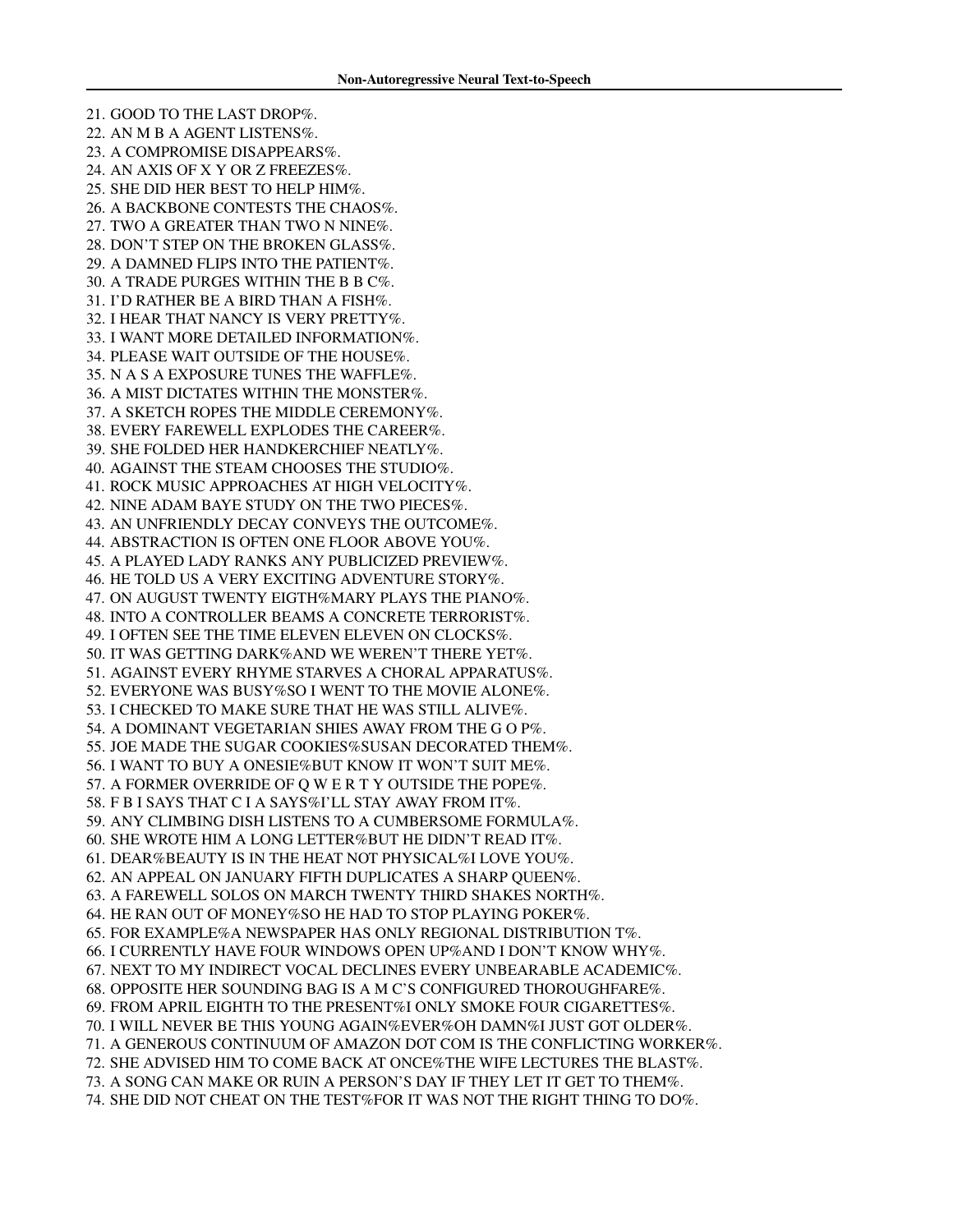21. GOOD TO THE LAST DROP%.
22. AN M B A AGENT LISTENS%.
23. A COMPROMISE DISAPPEARS%.
24. AN AXIS OF X Y OR Z FREEZES%.
25. SHE DID HER BEST TO HELP HIM%.
26. A BACKBONE CONTESTS THE CHAOS%.
27. TWO A GREATER THAN TWO N NINE%.
28. DON'T STEP ON THE BROKEN GLASS%.
29. A DAMNED FLIPS INTO THE PATIENT%.
30. A TRADE PURGES WITHIN THE B B C%.
31. I'D RATHER BE A BIRD THAN A FISH%.
32. I HEAR THAT NANCY IS VERY PRETTY%.
33. I WANT MORE DETAILED INFORMATION%.
34. PLEASE WAIT OUTSIDE OF THE HOUSE%.
35. N A S A EXPOSURE TUNES THE WAFFLE%.
36. A MIST DICTATES WITHIN THE MONSTER%.
37. A SKETCH ROPES THE MIDDLE CEREMONY%.
38. EVERY FAREWELL EXPLODES THE CAREER%.
39. SHE FOLDED HER HANDKERCHIEF NEATLY%.
40. AGAINST THE STEAM CHOOSES THE STUDIO%.
41. ROCK MUSIC APPROACHES AT HIGH VELOCITY%.
42. NINE ADAM BAYE STUDY ON THE TWO PIECES%.
43. AN UNFRIENDLY DECAY CONVEYS THE OUTCOME%.
44. ABSTRACTION IS OFTEN ONE FLOOR ABOVE YOU%.
45. A PLAYED LADY RANKS ANY PUBLICIZED PREVIEW%.
46. HE TOLD US A VERY EXCITING ADVENTURE STORY%.
47. ON AUGUST TWENTY EIGTH%MARY PLAYS THE PIANO%.
48. INTO A CONTROLLER BEAMS A CONCRETE TERRORIST%.
49. I OFTEN SEE THE TIME ELEVEN ELEVEN ON CLOCKS%.
50. IT WAS GETTING DARK%AND WE WEREN'T THERE YET%.
51. AGAINST EVERY RHYME STARVES A CHORAL APPARATUS%.
52. EVERYONE WAS BUSY%SO I WENT TO THE MOVIE ALONE%.
53. I CHECKED TO MAKE SURE THAT HE WAS STILL ALIVE%.
54. A DOMINANT VEGETARIAN SHIES AWAY FROM THE G O P%.
55. JOE MADE THE SUGAR COOKIES%SUSAN DECORATED THEM%.
56. I WANT TO BUY A ONESIE%BUT KNOW IT WON'T SUIT ME%.
57. A FORMER OVERRIDE OF Q W E R T Y OUTSIDE THE POPE%.
58. F B I SAYS THAT C I A SAYS%I'LL STAY AWAY FROM IT%.
59. ANY CLIMBING DISH LISTENS TO A CUMBERSOME FORMULA%.
60. SHE WROTE HIM A LONG LETTER%BUT HE DIDN'T READ IT%.
61. DEAR%BEAUTY IS IN THE HEAT NOT PHYSICAL%I LOVE YOU%.
62. AN APPEAL ON JANUARY FIFTH DUPLICATES A SHARP QUEEN%.
63. A FAREWELL SOLOS ON MARCH TWENTY THIRD SHAKES NORTH%.
64. HE RAN OUT OF MONEY%SO HE HAD TO STOP PLAYING POKER%.
65. FOR EXAMPLE%A NEWSPAPER HAS ONLY REGIONAL DISTRIBUTION T%.
66. I CURRENTLY HAVE FOUR WINDOWS OPEN UP%AND I DON'T KNOW WHY%.
67. NEXT TO MY INDIRECT VOCAL DECLINES EVERY UNBEARABLE ACADEMIC%.
68. OPPOSITE HER SOUNDING BAG IS A M C'S CONFIGURED THOROUGHFARE%.
69. FROM APRIL EIGHTH TO THE PRESENT%I ONLY SMOKE FOUR CIGARETTES%.
70. I WILL NEVER BE THIS YOUNG AGAIN%EVER%OH DAMN%I JUST GOT OLDER%.
71. A GENEROUS CONTINUUM OF AMAZON DOT COM IS THE CONFLICTING WORKER%.
72. SHE ADVISED HIM TO COME BACK AT ONCE%THE WIFE LECTURES THE BLAST%.
73. A SONG CAN MAKE OR RUIN A PERSON'S DAY IF THEY LET IT GET TO THEM%.
74. SHE DID NOT CHEAT ON THE TEST%FOR IT WAS NOT THE RIGHT THING TO DO%.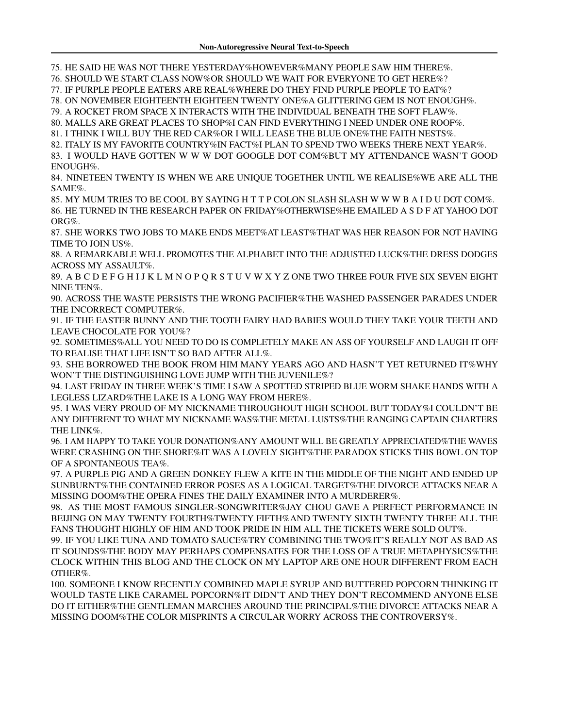75. HE SAID HE WAS NOT THERE YESTERDAY%HOWEVER%MANY PEOPLE SAW HIM THERE%.

76. SHOULD WE START CLASS NOW%OR SHOULD WE WAIT FOR EVERYONE TO GET HERE%?

77. IF PURPLE PEOPLE EATERS ARE REAL%WHERE DO THEY FIND PURPLE PEOPLE TO EAT%?

78. ON NOVEMBER EIGHTEENTH EIGHTEEN TWENTY ONE%A GLITTERING GEM IS NOT ENOUGH%.

79. A ROCKET FROM SPACE X INTERACTS WITH THE INDIVIDUAL BENEATH THE SOFT FLAW%.

80. MALLS ARE GREAT PLACES TO SHOP%I CAN FIND EVERYTHING I NEED UNDER ONE ROOF%.

81. I THINK I WILL BUY THE RED CAR%OR I WILL LEASE THE BLUE ONE%THE FAITH NESTS%.

82. ITALY IS MY FAVORITE COUNTRY%IN FACT%I PLAN TO SPEND TWO WEEKS THERE NEXT YEAR%.

83. I WOULD HAVE GOTTEN W W W DOT GOOGLE DOT COM%BUT MY ATTENDANCE WASN'T GOOD ENOUGH%.

84. NINETEEN TWENTY IS WHEN WE ARE UNIQUE TOGETHER UNTIL WE REALISE%WE ARE ALL THE SAME%.

85. MY MUM TRIES TO BE COOL BY SAYING H T T P COLON SLASH SLASH W W W B A I D U DOT COM%.

86. HE TURNED IN THE RESEARCH PAPER ON FRIDAY%OTHERWISE%HE EMAILED A S D F AT YAHOO DOT ORG%.

87. SHE WORKS TWO JOBS TO MAKE ENDS MEET%AT LEAST%THAT WAS HER REASON FOR NOT HAVING TIME TO JOIN US%.

88. A REMARKABLE WELL PROMOTES THE ALPHABET INTO THE ADJUSTED LUCK%THE DRESS DODGES ACROSS MY ASSAULT%.

89. A B C D E F G H I J K L M N O P Q R S T U V W X Y Z ONE TWO THREE FOUR FIVE SIX SEVEN EIGHT NINE TEN%.

90. ACROSS THE WASTE PERSISTS THE WRONG PACIFIER%THE WASHED PASSENGER PARADES UNDER THE INCORRECT COMPUTER%.

91. IF THE EASTER BUNNY AND THE TOOTH FAIRY HAD BABIES WOULD THEY TAKE YOUR TEETH AND LEAVE CHOCOLATE FOR YOU%?

92. SOMETIMES%ALL YOU NEED TO DO IS COMPLETELY MAKE AN ASS OF YOURSELF AND LAUGH IT OFF TO REALISE THAT LIFE ISN'T SO BAD AFTER ALL%.

93. SHE BORROWED THE BOOK FROM HIM MANY YEARS AGO AND HASN'T YET RETURNED IT%WHY WON'T THE DISTINGUISHING LOVE JUMP WITH THE JUVENILE%?

94. LAST FRIDAY IN THREE WEEK'S TIME I SAW A SPOTTED STRIPED BLUE WORM SHAKE HANDS WITH A LEGLESS LIZARD%THE LAKE IS A LONG WAY FROM HERE%.

95. I WAS VERY PROUD OF MY NICKNAME THROUGHOUT HIGH SCHOOL BUT TODAY%I COULDN'T BE ANY DIFFERENT TO WHAT MY NICKNAME WAS%THE METAL LUSTS%THE RANGING CAPTAIN CHARTERS THE LINK%.

96. I AM HAPPY TO TAKE YOUR DONATION%ANY AMOUNT WILL BE GREATLY APPRECIATED%THE WAVES WERE CRASHING ON THE SHORE%IT WAS A LOVELY SIGHT%THE PARADOX STICKS THIS BOWL ON TOP OF A SPONTANEOUS TEA%.

97. A PURPLE PIG AND A GREEN DONKEY FLEW A KITE IN THE MIDDLE OF THE NIGHT AND ENDED UP SUNBURNT%THE CONTAINED ERROR POSES AS A LOGICAL TARGET%THE DIVORCE ATTACKS NEAR A MISSING DOOM%THE OPERA FINES THE DAILY EXAMINER INTO A MURDERER%.

98. AS THE MOST FAMOUS SINGLER-SONGWRITER%JAY CHOU GAVE A PERFECT PERFORMANCE IN BEIJING ON MAY TWENTY FOURTH%TWENTY FIFTH%AND TWENTY SIXTH TWENTY THREE ALL THE FANS THOUGHT HIGHLY OF HIM AND TOOK PRIDE IN HIM ALL THE TICKETS WERE SOLD OUT%.

99. IF YOU LIKE TUNA AND TOMATO SAUCE%TRY COMBINING THE TWO%IT'S REALLY NOT AS BAD AS IT SOUNDS%THE BODY MAY PERHAPS COMPENSATES FOR THE LOSS OF A TRUE METAPHYSICS%THE CLOCK WITHIN THIS BLOG AND THE CLOCK ON MY LAPTOP ARE ONE HOUR DIFFERENT FROM EACH OTHER%.

100. SOMEONE I KNOW RECENTLY COMBINED MAPLE SYRUP AND BUTTERED POPCORN THINKING IT WOULD TASTE LIKE CARAMEL POPCORN%IT DIDN'T AND THEY DON'T RECOMMEND ANYONE ELSE DO IT EITHER%THE GENTLEMAN MARCHES AROUND THE PRINCIPAL%THE DIVORCE ATTACKS NEAR A MISSING DOOM%THE COLOR MISPRINTS A CIRCULAR WORRY ACROSS THE CONTROVERSY%.